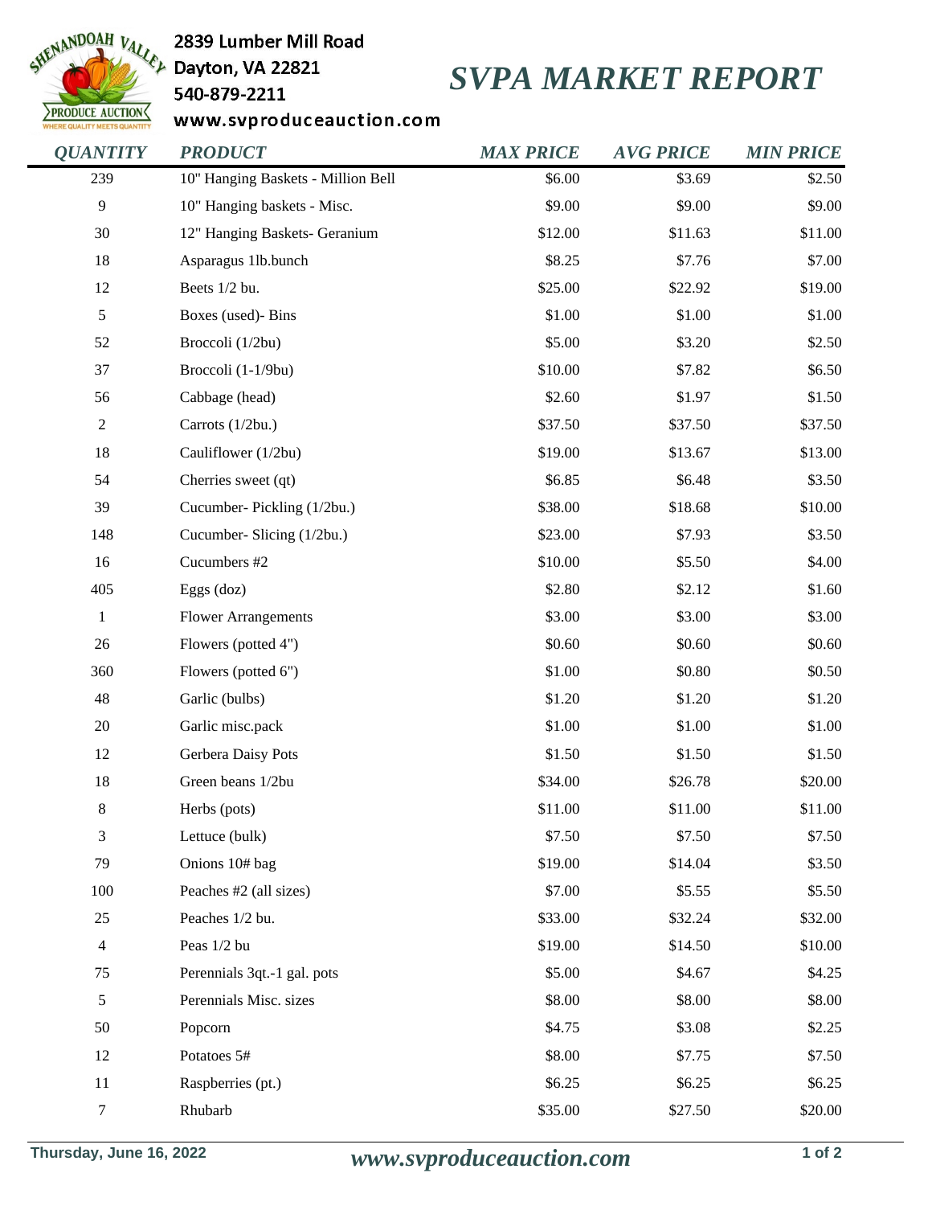2839 Lumber Mill Road
Dayton, VA 22821
540-879-2211
www.svproduceauction.com

# SVPA MARKET REPORT

| QUANTITY | PRODUCT | MAX PRICE | AVG PRICE | MIN PRICE |
|---|---|---|---|---|
| 239 | 10" Hanging Baskets - Million Bell | $6.00 | $3.69 | $2.50 |
| 9 | 10" Hanging baskets - Misc. | $9.00 | $9.00 | $9.00 |
| 30 | 12" Hanging Baskets- Geranium | $12.00 | $11.63 | $11.00 |
| 18 | Asparagus 1lb.bunch | $8.25 | $7.76 | $7.00 |
| 12 | Beets 1/2 bu. | $25.00 | $22.92 | $19.00 |
| 5 | Boxes (used)- Bins | $1.00 | $1.00 | $1.00 |
| 52 | Broccoli (1/2bu) | $5.00 | $3.20 | $2.50 |
| 37 | Broccoli (1-1/9bu) | $10.00 | $7.82 | $6.50 |
| 56 | Cabbage (head) | $2.60 | $1.97 | $1.50 |
| 2 | Carrots (1/2bu.) | $37.50 | $37.50 | $37.50 |
| 18 | Cauliflower (1/2bu) | $19.00 | $13.67 | $13.00 |
| 54 | Cherries sweet (qt) | $6.85 | $6.48 | $3.50 |
| 39 | Cucumber- Pickling (1/2bu.) | $38.00 | $18.68 | $10.00 |
| 148 | Cucumber- Slicing (1/2bu.) | $23.00 | $7.93 | $3.50 |
| 16 | Cucumbers #2 | $10.00 | $5.50 | $4.00 |
| 405 | Eggs (doz) | $2.80 | $2.12 | $1.60 |
| 1 | Flower Arrangements | $3.00 | $3.00 | $3.00 |
| 26 | Flowers (potted 4") | $0.60 | $0.60 | $0.60 |
| 360 | Flowers (potted 6") | $1.00 | $0.80 | $0.50 |
| 48 | Garlic (bulbs) | $1.20 | $1.20 | $1.20 |
| 20 | Garlic misc.pack | $1.00 | $1.00 | $1.00 |
| 12 | Gerbera Daisy Pots | $1.50 | $1.50 | $1.50 |
| 18 | Green beans 1/2bu | $34.00 | $26.78 | $20.00 |
| 8 | Herbs (pots) | $11.00 | $11.00 | $11.00 |
| 3 | Lettuce (bulk) | $7.50 | $7.50 | $7.50 |
| 79 | Onions 10# bag | $19.00 | $14.04 | $3.50 |
| 100 | Peaches #2 (all sizes) | $7.00 | $5.55 | $5.50 |
| 25 | Peaches 1/2 bu. | $33.00 | $32.24 | $32.00 |
| 4 | Peas 1/2 bu | $19.00 | $14.50 | $10.00 |
| 75 | Perennials 3qt.-1 gal. pots | $5.00 | $4.67 | $4.25 |
| 5 | Perennials Misc. sizes | $8.00 | $8.00 | $8.00 |
| 50 | Popcorn | $4.75 | $3.08 | $2.25 |
| 12 | Potatoes 5# | $8.00 | $7.75 | $7.50 |
| 11 | Raspberries (pt.) | $6.25 | $6.25 | $6.25 |
| 7 | Rhubarb | $35.00 | $27.50 | $20.00 |

Thursday, June 16, 2022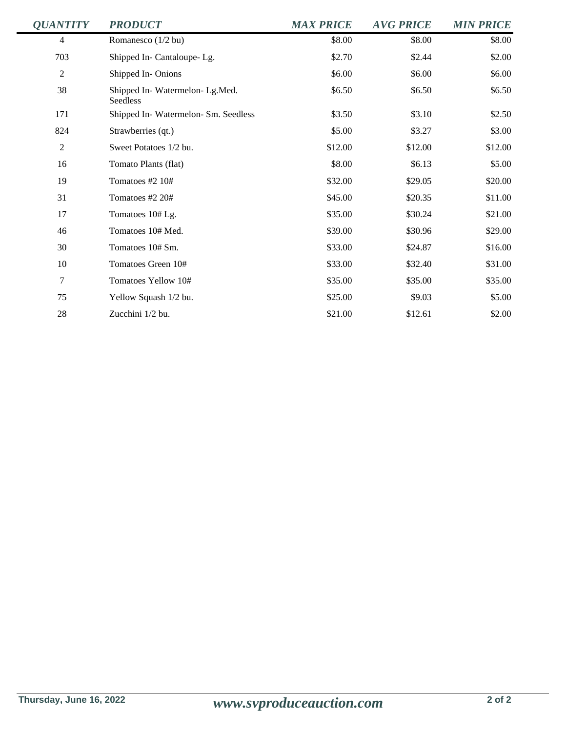| QUANTITY | PRODUCT | MAX PRICE | AVG PRICE | MIN PRICE |
|---|---|---|---|---|
| 4 | Romanesco (1/2 bu) | $8.00 | $8.00 | $8.00 |
| 703 | Shipped In- Cantaloupe- Lg. | $2.70 | $2.44 | $2.00 |
| 2 | Shipped In- Onions | $6.00 | $6.00 | $6.00 |
| 38 | Shipped In- Watermelon- Lg.Med. Seedless | $6.50 | $6.50 | $6.50 |
| 171 | Shipped In- Watermelon- Sm. Seedless | $3.50 | $3.10 | $2.50 |
| 824 | Strawberries (qt.) | $5.00 | $3.27 | $3.00 |
| 2 | Sweet Potatoes 1/2 bu. | $12.00 | $12.00 | $12.00 |
| 16 | Tomato Plants (flat) | $8.00 | $6.13 | $5.00 |
| 19 | Tomatoes #2 10# | $32.00 | $29.05 | $20.00 |
| 31 | Tomatoes #2 20# | $45.00 | $20.35 | $11.00 |
| 17 | Tomatoes 10# Lg. | $35.00 | $30.24 | $21.00 |
| 46 | Tomatoes 10# Med. | $39.00 | $30.96 | $29.00 |
| 30 | Tomatoes 10# Sm. | $33.00 | $24.87 | $16.00 |
| 10 | Tomatoes Green 10# | $33.00 | $32.40 | $31.00 |
| 7 | Tomatoes Yellow 10# | $35.00 | $35.00 | $35.00 |
| 75 | Yellow Squash 1/2 bu. | $25.00 | $9.03 | $5.00 |
| 28 | Zucchini 1/2 bu. | $21.00 | $12.61 | $2.00 |

Thursday, June 16, 2022

www.svproduceauction.com